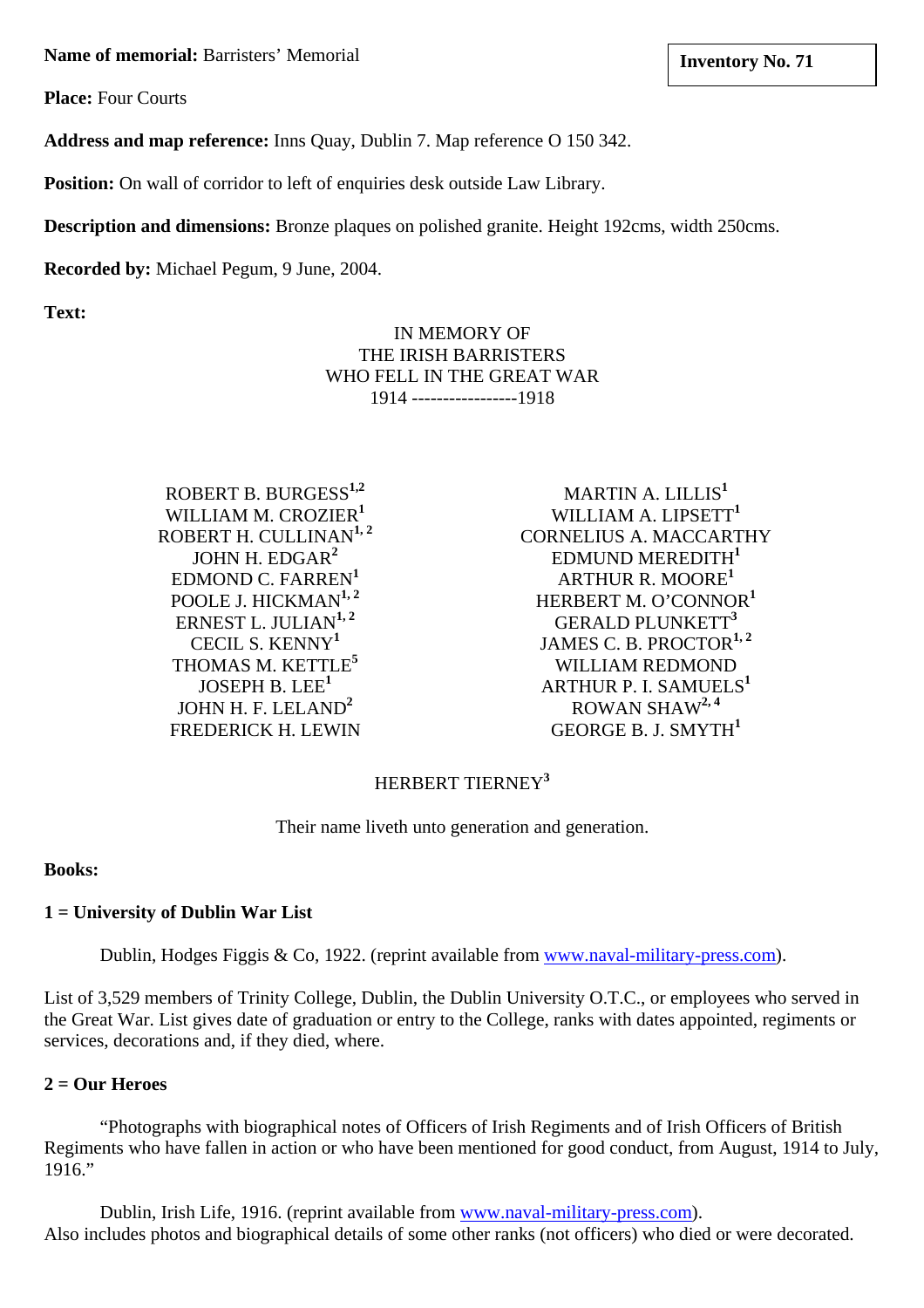**Name of memorial:** Barristers' Memorial

**Inventory No. 71**

**Place:** Four Courts

**Address and map reference:** Inns Quay, Dublin 7. Map reference O 150 342.

**Position:** On wall of corridor to left of enquiries desk outside Law Library.

**Description and dimensions:** Bronze plaques on polished granite. Height 192cms, width 250cms.

**Recorded by:** Michael Pegum, 9 June, 2004.

**Text:**

IN MEMORY OF
THE IRISH BARRISTERS
WHO FELL IN THE GREAT WAR
1914 -----------------1918

ROBERT B. BURGESS[1,2]
WILLIAM M. CROZIER[1]
ROBERT H. CULLINAN[1, 2]
JOHN H. EDGAR[2]
EDMOND C. FARREN[1]
POOLE J. HICKMAN[1, 2]
ERNEST L. JULIAN[1, 2]
CECIL S. KENNY[1]
THOMAS M. KETTLE[5]
JOSEPH B. LEE[1]
JOHN H. F. LELAND[2]
FREDERICK H. LEWIN

MARTIN A. LILLIS[1]
WILLIAM A. LIPSETT[1]
CORNELIUS A. MACCARTHY
EDMUND MEREDITH[1]
ARTHUR R. MOORE[1]
HERBERT M. O'CONNOR[1]
GERALD PLUNKETT[3]
JAMES C. B. PROCTOR[1, 2]
WILLIAM REDMOND
ARTHUR P. I. SAMUELS[1]
ROWAN SHAW[2, 4]
GEORGE B. J. SMYTH[1]

HERBERT TIERNEY[3]

Their name liveth unto generation and generation.

**Books:**

**1 = University of Dublin War List**

Dublin, Hodges Figgis & Co, 1922. (reprint available from www.naval-military-press.com).

List of 3,529 members of Trinity College, Dublin, the Dublin University O.T.C., or employees who served in the Great War. List gives date of graduation or entry to the College, ranks with dates appointed, regiments or services, decorations and, if they died, where.

**2 = Our Heroes**

"Photographs with biographical notes of Officers of Irish Regiments and of Irish Officers of British Regiments who have fallen in action or who have been mentioned for good conduct, from August, 1914 to July, 1916."

Dublin, Irish Life, 1916. (reprint available from www.naval-military-press.com).
Also includes photos and biographical details of some other ranks (not officers) who died or were decorated.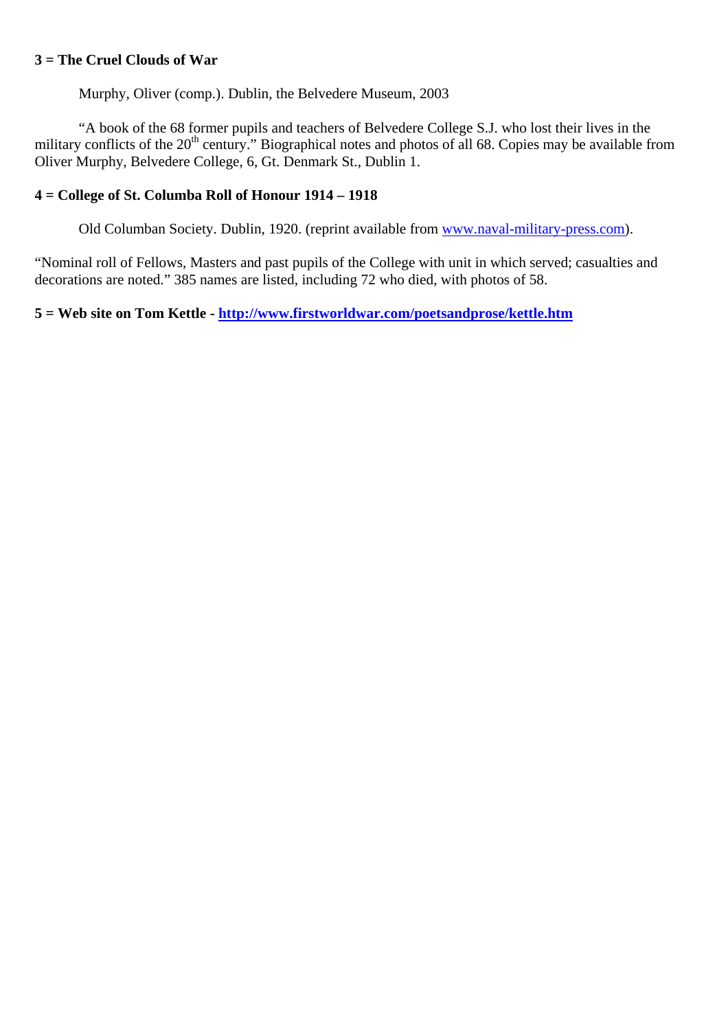**3 = The Cruel Clouds of War**

Murphy, Oliver (comp.). Dublin, the Belvedere Museum, 2003

"A book of the 68 former pupils and teachers of Belvedere College S.J. who lost their lives in the military conflicts of the 20th century." Biographical notes and photos of all 68. Copies may be available from Oliver Murphy, Belvedere College, 6, Gt. Denmark St., Dublin 1.

**4 = College of St. Columba Roll of Honour 1914 – 1918**

Old Columban Society. Dublin, 1920. (reprint available from [www.naval-military-press.com](www.naval-military-press.com)).

"Nominal roll of Fellows, Masters and past pupils of the College with unit in which served; casualties and decorations are noted." 385 names are listed, including 72 who died, with photos of 58.

**5 = Web site on Tom Kettle - [http://www.firstworldwar.com/poetsandprose/kettle.htm](http://www.firstworldwar.com/poetsandprose/kettle.htm)**